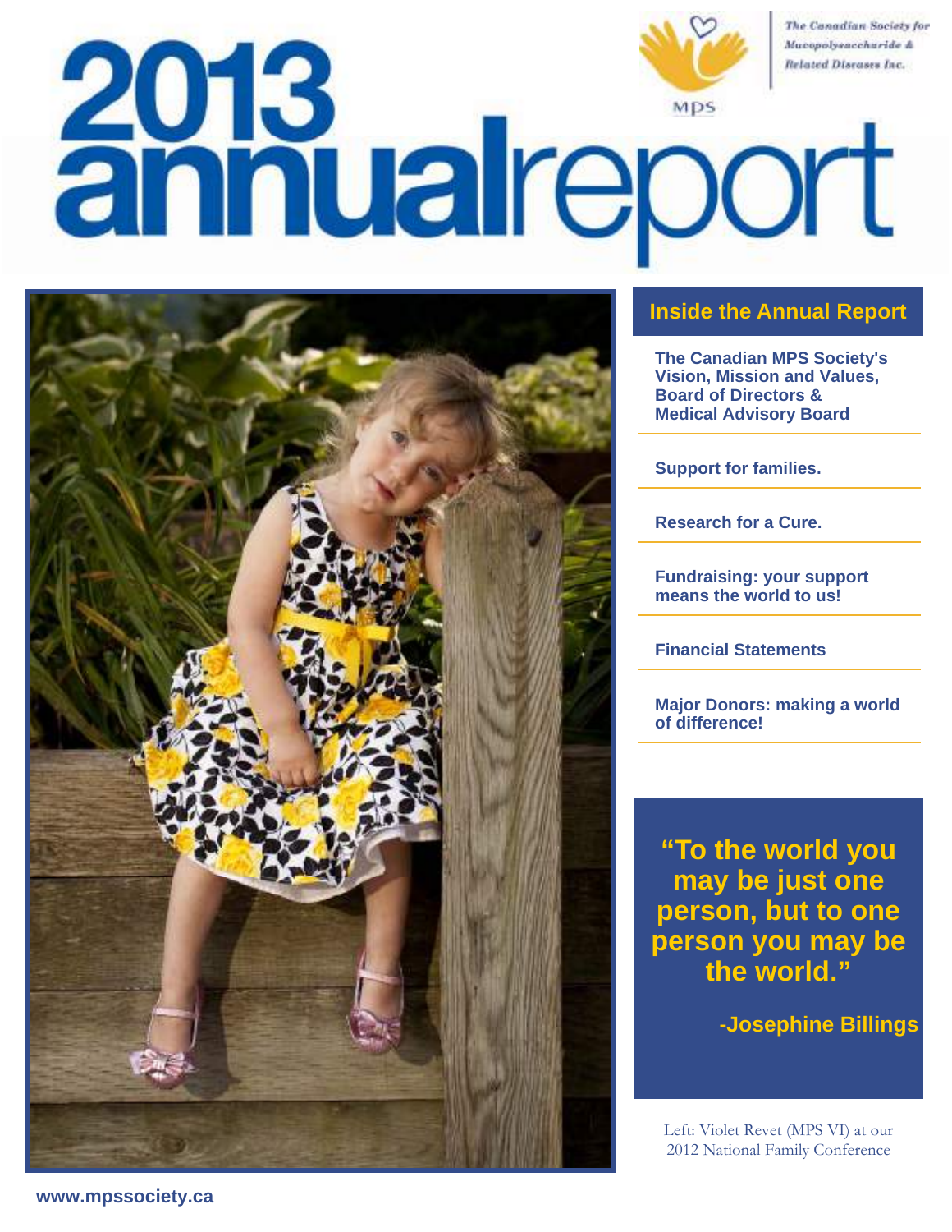The Canadian Society for Mucopolysaccharide & Related Diseases Inc.

MPS

# 2013 annualreport

## Inside the Annual Report

- **The Canadian MPS Society's Vision, Mission and Values, Board of Directors & Medical Advisory Board**
- **Support for families.**
- **Research for a Cure.**
- **Fundraising: your support means the world to us!**
- **Financial Statements**
- **Major Donors: making a world of difference!**

> **"To the world you may be just one person, but to one person you may be the world."**
>
> **-Josephine Billings**

Left: Violet Revet (MPS VI) at our 2012 National Family Conference

**www.mpssociety.ca**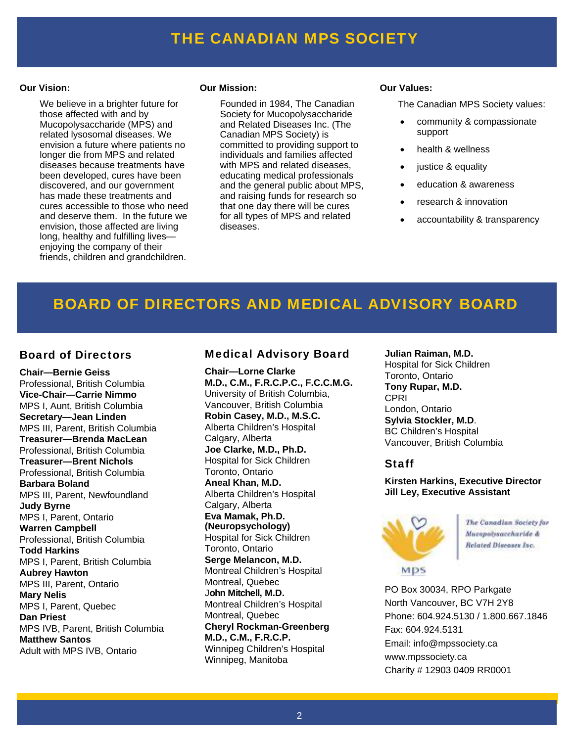# THE CANADIAN MPS SOCIETY

**Our Vision:**

We believe in a brighter future for those affected with and by Mucopolysaccharide (MPS) and related lysosomal diseases. We envision a future where patients no longer die from MPS and related diseases because treatments have been developed, cures have been discovered, and our government has made these treatments and cures accessible to those who need and deserve them. In the future we envision, those affected are living long, healthy and fulfilling lives—enjoying the company of their friends, children and grandchildren.

**Our Mission:**

Founded in 1984, The Canadian Society for Mucopolysaccharide and Related Diseases Inc. (The Canadian MPS Society) is committed to providing support to individuals and families affected with MPS and related diseases, educating medical professionals and the general public about MPS, and raising funds for research so that one day there will be cures for all types of MPS and related diseases.

**Our Values:**

The Canadian MPS Society values:

- community & compassionate support
- health & wellness
- justice & equality
- education & awareness
- research & innovation
- accountability & transparency

# BOARD OF DIRECTORS AND MEDICAL ADVISORY BOARD

## Board of Directors

**Chair—Bernie Geiss**
Professional, British Columbia
**Vice-Chair—Carrie Nimmo**
MPS I, Aunt, British Columbia
**Secretary—Jean Linden**
MPS III, Parent, British Columbia
**Treasurer—Brenda MacLean**
Professional, British Columbia
**Treasurer—Brent Nichols**
Professional, British Columbia
**Barbara Boland**
MPS III, Parent, Newfoundland
**Judy Byrne**
MPS I, Parent, Ontario
**Warren Campbell**
Professional, British Columbia
**Todd Harkins**
MPS I, Parent, British Columbia
**Aubrey Hawton**
MPS III, Parent, Ontario
**Mary Nelis**
MPS I, Parent, Quebec
**Dan Priest**
MPS IVB, Parent, British Columbia
**Matthew Santos**
Adult with MPS IVB, Ontario

## Medical Advisory Board

**Chair—Lorne Clarke**
**M.D., C.M., F.R.C.P.C., F.C.C.M.G.**
University of British Columbia,
Vancouver, British Columbia
**Robin Casey, M.D., M.S.C.**
Alberta Children's Hospital
Calgary, Alberta
**Joe Clarke, M.D., Ph.D.**
Hospital for Sick Children
Toronto, Ontario
**Aneal Khan, M.D.**
Alberta Children's Hospital
Calgary, Alberta
**Eva Mamak, Ph.D. (Neuropsychology)**
Hospital for Sick Children
Toronto, Ontario
**Serge Melancon, M.D.**
Montreal Children's Hospital
Montreal, Quebec
**John Mitchell, M.D.**
Montreal Children's Hospital
Montreal, Quebec
**Cheryl Rockman-Greenberg M.D., C.M., F.R.C.P.**
Winnipeg Children's Hospital
Winnipeg, Manitoba
**Julian Raiman, M.D.**
Hospital for Sick Children
Toronto, Ontario
**Tony Rupar, M.D.**
CPRI
London, Ontario
**Sylvia Stockler, M.D**.
BC Children's Hospital
Vancouver, British Columbia

## Staff

**Kirsten Harkins, Executive Director**
**Jill Ley, Executive Assistant**

MPS — The Canadian Society for Mucopolysaccharide & Related Diseases Inc.

PO Box 30034, RPO Parkgate
North Vancouver, BC V7H 2Y8
Phone: 604.924.5130 / 1.800.667.1846
Fax: 604.924.5131
Email: info@mpssociety.ca
www.mpssociety.ca
Charity # 12903 0409 RR0001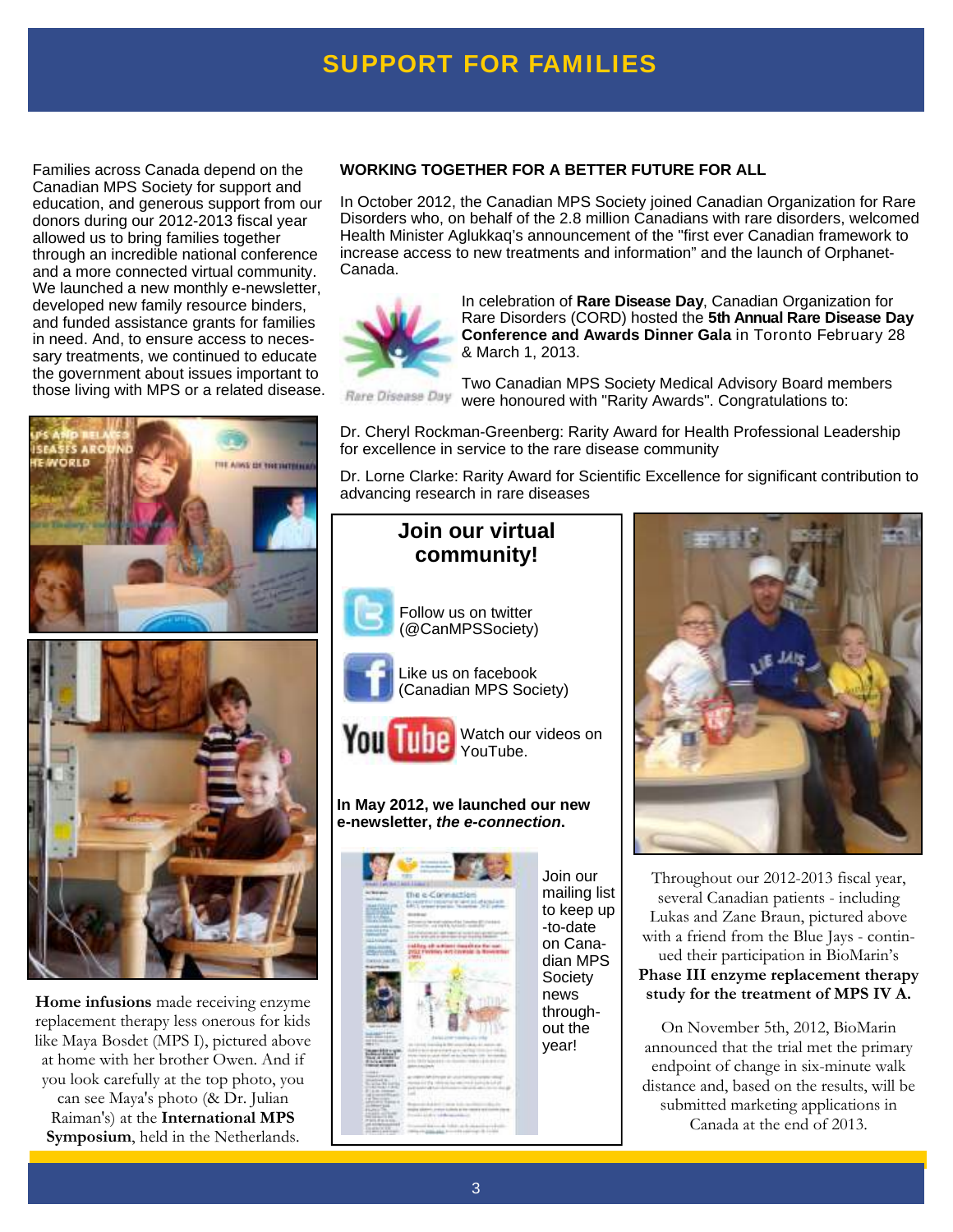# SUPPORT FOR FAMILIES

Families across Canada depend on the Canadian MPS Society for support and education, and generous support from our donors during our 2012-2013 fiscal year allowed us to bring families together through an incredible national conference and a more connected virtual community. We launched a new monthly e-newsletter, developed new family resource binders, and funded assistance grants for families in need. And, to ensure access to necessary treatments, we continued to educate the government about issues important to those living with MPS or a related disease.

**Home infusions** made receiving enzyme replacement therapy less onerous for kids like Maya Bosdet (MPS I), pictured above at home with her brother Owen. And if you look carefully at the top photo, you can see Maya's photo (& Dr. Julian Raiman's) at the **International MPS Symposium**, held in the Netherlands.

## WORKING TOGETHER FOR A BETTER FUTURE FOR ALL

In October 2012, the Canadian MPS Society joined Canadian Organization for Rare Disorders who, on behalf of the 2.8 million Canadians with rare disorders, welcomed Health Minister Aglukkaq's announcement of the "first ever Canadian framework to increase access to new treatments and information" and the launch of Orphanet-Canada.

Rare Disease Day

In celebration of **Rare Disease Day**, Canadian Organization for Rare Disorders (CORD) hosted the **5th Annual Rare Disease Day Conference and Awards Dinner Gala** in Toronto February 28 & March 1, 2013.

Two Canadian MPS Society Medical Advisory Board members were honoured with "Rarity Awards". Congratulations to:

Dr. Cheryl Rockman-Greenberg: Rarity Award for Health Professional Leadership for excellence in service to the rare disease community

Dr. Lorne Clarke: Rarity Award for Scientific Excellence for significant contribution to advancing research in rare diseases

## Join our virtual community!

Follow us on twitter (@CanMPSSociety)

Like us on facebook (Canadian MPS Society)

Watch our videos on YouTube.

**In May 2012, we launched our new e-newsletter, *the e-connection*.**

Join our mailing list to keep up-to-date on Canadian MPS Society news throughout the year!

Throughout our 2012-2013 fiscal year, several Canadian patients - including Lukas and Zane Braun, pictured above with a friend from the Blue Jays - continued their participation in BioMarin's **Phase III enzyme replacement therapy study for the treatment of MPS IV A.**

On November 5th, 2012, BioMarin announced that the trial met the primary endpoint of change in six-minute walk distance and, based on the results, will be submitted marketing applications in Canada at the end of 2013.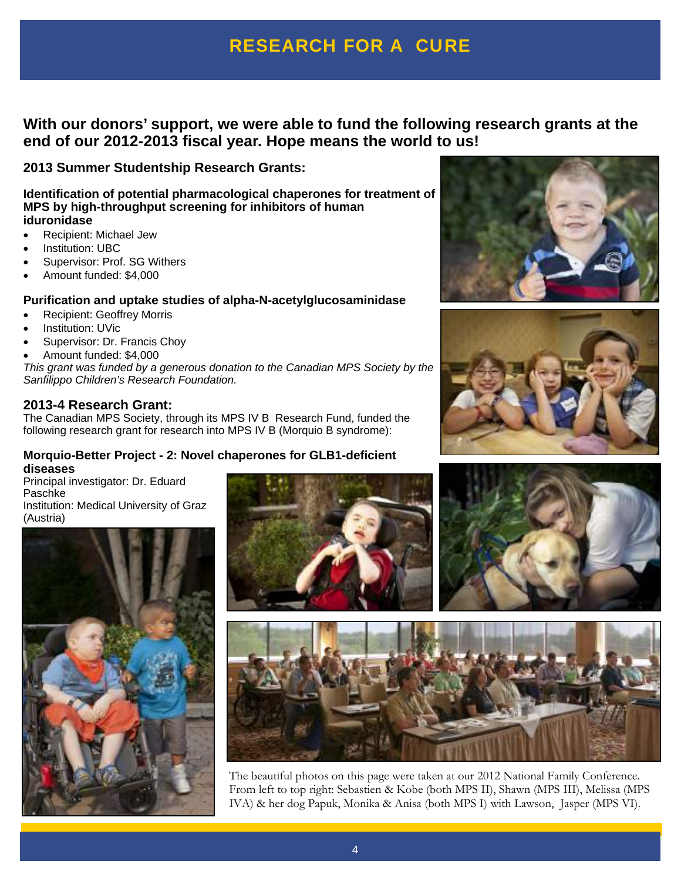# RESEARCH FOR A CURE

## With our donors' support, we were able to fund the following research grants at the end of our 2012-2013 fiscal year. Hope means the world to us!

### 2013 Summer Studentship Research Grants:

**Identification of potential pharmacological chaperones for treatment of MPS by high-throughput screening for inhibitors of human iduronidase**

- Recipient: Michael Jew
- Institution: UBC
- Supervisor: Prof. SG Withers
- Amount funded: $4,000

**Purification and uptake studies of alpha-N-acetylglucosaminidase**

- Recipient: Geoffrey Morris
- Institution: UVic
- Supervisor: Dr. Francis Choy
- Amount funded: $4,000

*This grant was funded by a generous donation to the Canadian MPS Society by the Sanfilippo Children's Research Foundation.*

### 2013-4 Research Grant:

The Canadian MPS Society, through its MPS IV B Research Fund, funded the following research grant for research into MPS IV B (Morquio B syndrome):

**Morquio-Better Project - 2: Novel chaperones for GLB1-deficient diseases**

Principal investigator: Dr. Eduard Paschke
Institution: Medical University of Graz (Austria)

The beautiful photos on this page were taken at our 2012 National Family Conference. From left to top right: Sebastien & Kobe (both MPS II), Shawn (MPS III), Melissa (MPS IVA) & her dog Papuk, Monika & Anisa (both MPS I) with Lawson, Jasper (MPS VI).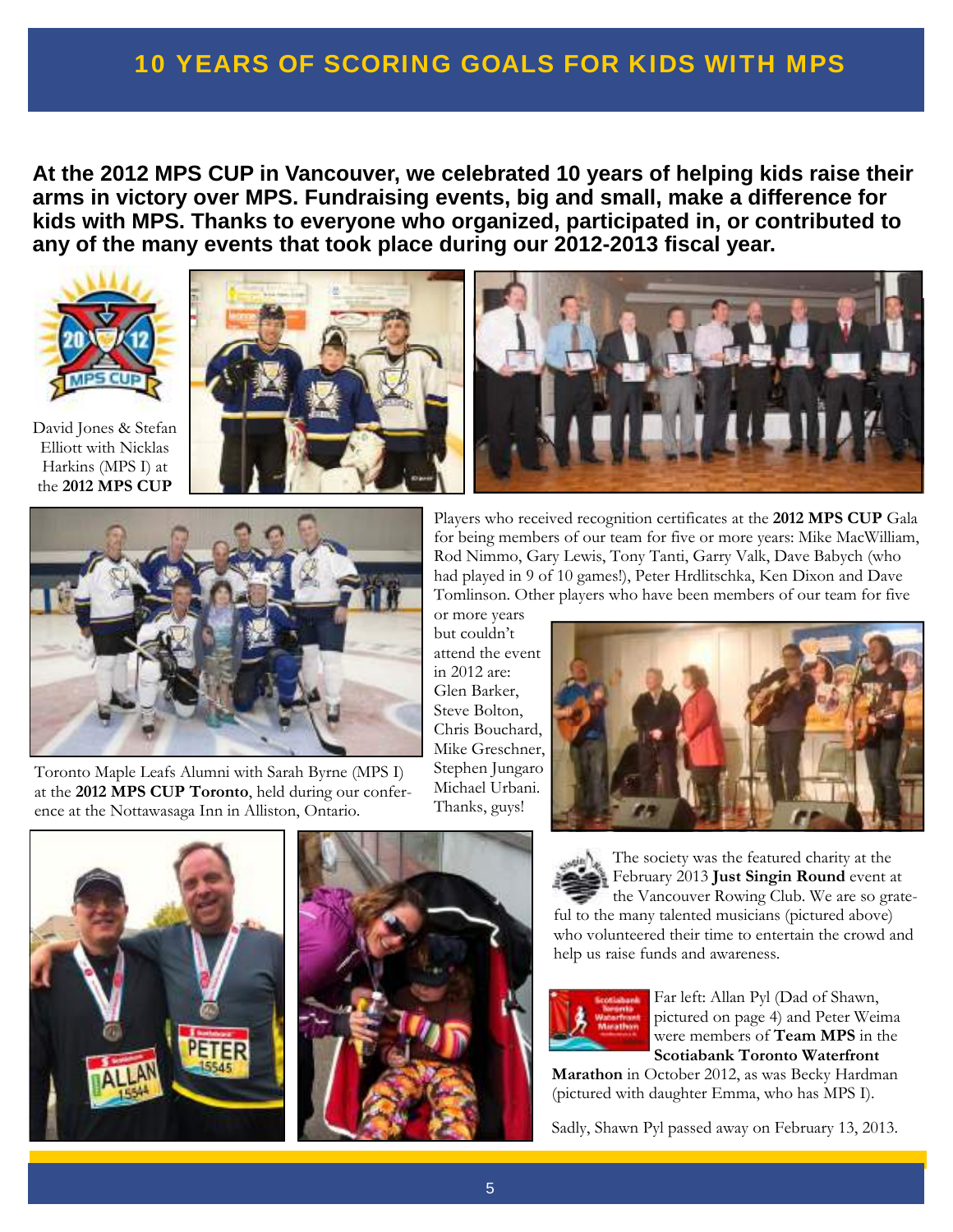# 10 YEARS OF SCORING GOALS FOR KIDS WITH MPS

**At the 2012 MPS CUP in Vancouver, we celebrated 10 years of helping kids raise their arms in victory over MPS. Fundraising events, big and small, make a difference for kids with MPS. Thanks to everyone who organized, participated in, or contributed to any of the many events that took place during our 2012-2013 fiscal year.**

David Jones & Stefan Elliott with Nicklas Harkins (MPS I) at the **2012 MPS CUP**

Toronto Maple Leafs Alumni with Sarah Byrne (MPS I) at the **2012 MPS CUP Toronto**, held during our conference at the Nottawasaga Inn in Alliston, Ontario.

Players who received recognition certificates at the **2012 MPS CUP** Gala for being members of our team for five or more years: Mike MacWilliam, Rod Nimmo, Gary Lewis, Tony Tanti, Garry Valk, Dave Babych (who had played in 9 of 10 games!), Peter Hrdlitschka, Ken Dixon and Dave Tomlinson. Other players who have been members of our team for five or more years but couldn't attend the event in 2012 are: Glen Barker, Steve Bolton, Chris Bouchard, Mike Greschner, Stephen Jungaro Michael Urbani. Thanks, guys!

The society was the featured charity at the February 2013 **Just Singin Round** event at the Vancouver Rowing Club. We are so grateful to the many talented musicians (pictured above) who volunteered their time to entertain the crowd and help us raise funds and awareness.

Far left: Allan Pyl (Dad of Shawn, pictured on page 4) and Peter Weima were members of **Team MPS** in the **Scotiabank Toronto Waterfront Marathon** in October 2012, as was Becky Hardman (pictured with daughter Emma, who has MPS I).

Sadly, Shawn Pyl passed away on February 13, 2013.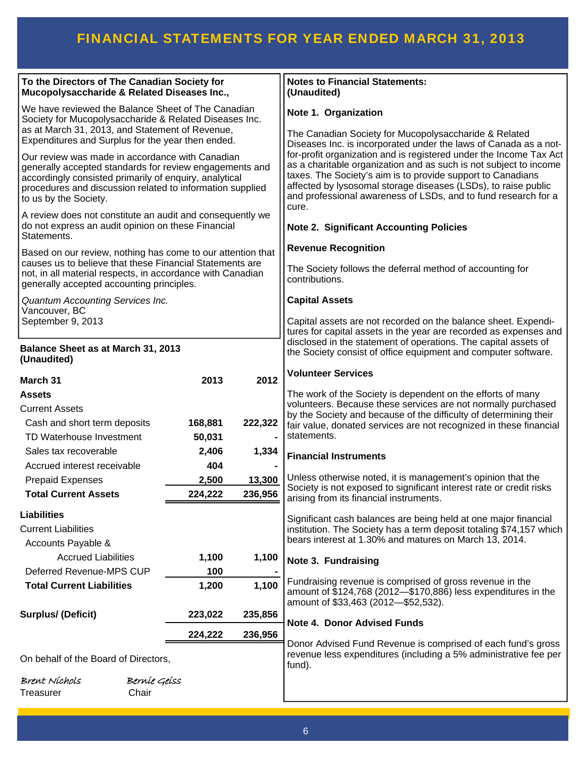# FINANCIAL STATEMENTS FOR YEAR ENDED MARCH 31, 2013

**To the Directors of The Canadian Society for Mucopolysaccharide & Related Diseases Inc.,**

We have reviewed the Balance Sheet of The Canadian Society for Mucopolysaccharide & Related Diseases Inc. as at March 31, 2013, and Statement of Revenue, Expenditures and Surplus for the year then ended.

Our review was made in accordance with Canadian generally accepted standards for review engagements and accordingly consisted primarily of enquiry, analytical procedures and discussion related to information supplied to us by the Society.

A review does not constitute an audit and consequently we do not express an audit opinion on these Financial Statements.

Based on our review, nothing has come to our attention that causes us to believe that these Financial Statements are not, in all material respects, in accordance with Canadian generally accepted accounting principles.

*Quantum Accounting Services Inc.*
Vancouver, BC
September 9, 2013

**Balance Sheet as at March 31, 2013 (Unaudited)**

| March 31 | 2013 | 2012 |
|---|---|---|
| **Assets** | | |
| Current Assets | | |
| Cash and short term deposits | 168,881 | 222,322 |
| TD Waterhouse Investment | 50,031 | - |
| Sales tax recoverable | 2,406 | 1,334 |
| Accrued interest receivable | 404 | - |
| Prepaid Expenses | 2,500 | 13,300 |
| **Total Current Assets** | 224,222 | 236,956 |
| **Liabilities** | | |
| Current Liabilities | | |
| Accounts Payable & Accrued Liabilities | 1,100 | 1,100 |
| Deferred Revenue-MPS CUP | 100 | - |
| **Total Current Liabilities** | 1,200 | 1,100 |
| **Surplus/ (Deficit)** | 223,022 | 235,856 |
| | 224,222 | 236,956 |

On behalf of the Board of Directors,

*Brent Nichols*
Treasurer

*Bernie Geiss*
Chair

**Notes to Financial Statements: (Unaudited)**

**Note 1. Organization**

The Canadian Society for Mucopolysaccharide & Related Diseases Inc. is incorporated under the laws of Canada as a not-for-profit organization and is registered under the Income Tax Act as a charitable organization and as such is not subject to income taxes. The Society's aim is to provide support to Canadians affected by lysosomal storage diseases (LSDs), to raise public and professional awareness of LSDs, and to fund research for a cure.

**Note 2. Significant Accounting Policies**

**Revenue Recognition**

The Society follows the deferral method of accounting for contributions.

**Capital Assets**

Capital assets are not recorded on the balance sheet. Expenditures for capital assets in the year are recorded as expenses and disclosed in the statement of operations. The capital assets of the Society consist of office equipment and computer software.

**Volunteer Services**

The work of the Society is dependent on the efforts of many volunteers. Because these services are not normally purchased by the Society and because of the difficulty of determining their fair value, donated services are not recognized in these financial statements.

**Financial Instruments**

Unless otherwise noted, it is management's opinion that the Society is not exposed to significant interest rate or credit risks arising from its financial instruments.

Significant cash balances are being held at one major financial institution. The Society has a term deposit totaling $74,157 which bears interest at 1.30% and matures on March 13, 2014.

**Note 3. Fundraising**

Fundraising revenue is comprised of gross revenue in the amount of $124,768 (2012—$170,886) less expenditures in the amount of $33,463 (2012—$52,532).

**Note 4. Donor Advised Funds**

Donor Advised Fund Revenue is comprised of each fund's gross revenue less expenditures (including a 5% administrative fee per fund).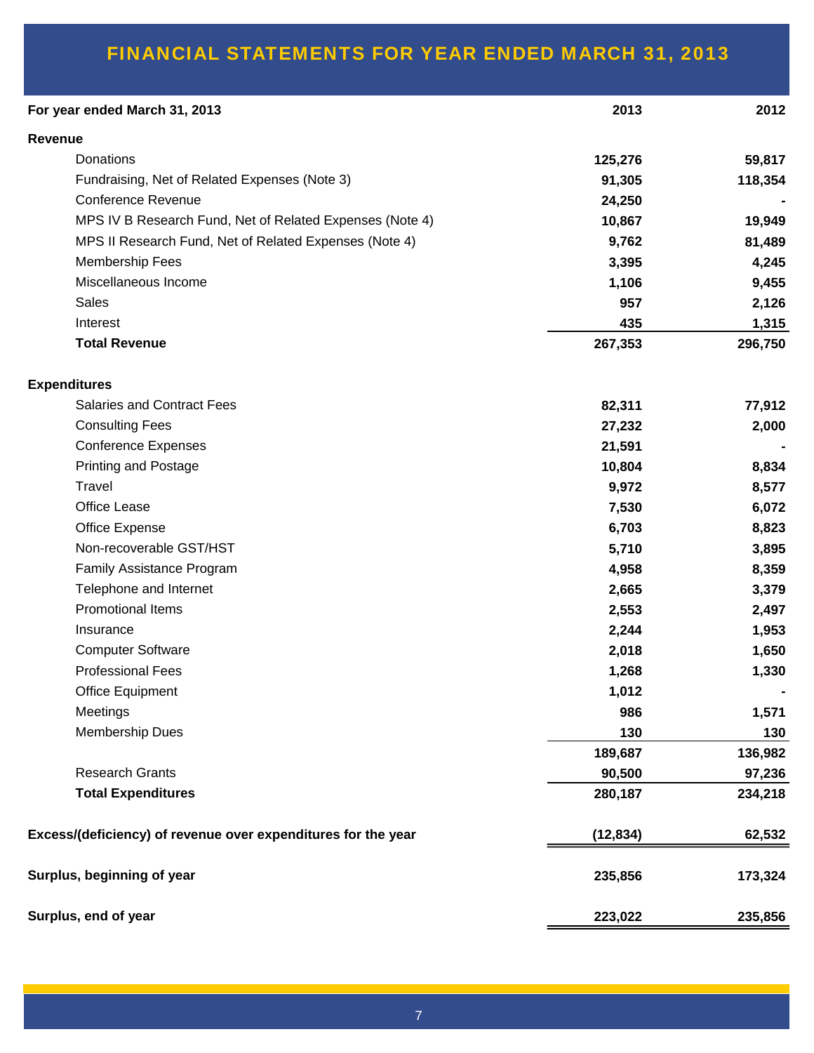# FINANCIAL STATEMENTS FOR YEAR ENDED MARCH 31, 2013

| For year ended March 31, 2013 | 2013 | 2012 |
|---|---|---|
| **Revenue** | | |
| Donations | 125,276 | 59,817 |
| Fundraising, Net of Related Expenses (Note 3) | 91,305 | 118,354 |
| Conference Revenue | 24,250 | - |
| MPS IV B Research Fund, Net of Related Expenses (Note 4) | 10,867 | 19,949 |
| MPS II Research Fund, Net of Related Expenses (Note 4) | 9,762 | 81,489 |
| Membership Fees | 3,395 | 4,245 |
| Miscellaneous Income | 1,106 | 9,455 |
| Sales | 957 | 2,126 |
| Interest | 435 | 1,315 |
| **Total Revenue** | 267,353 | 296,750 |
| **Expenditures** | | |
| Salaries and Contract Fees | 82,311 | 77,912 |
| Consulting Fees | 27,232 | 2,000 |
| Conference Expenses | 21,591 | - |
| Printing and Postage | 10,804 | 8,834 |
| Travel | 9,972 | 8,577 |
| Office Lease | 7,530 | 6,072 |
| Office Expense | 6,703 | 8,823 |
| Non-recoverable GST/HST | 5,710 | 3,895 |
| Family Assistance Program | 4,958 | 8,359 |
| Telephone and Internet | 2,665 | 3,379 |
| Promotional Items | 2,553 | 2,497 |
| Insurance | 2,244 | 1,953 |
| Computer Software | 2,018 | 1,650 |
| Professional Fees | 1,268 | 1,330 |
| Office Equipment | 1,012 | - |
| Meetings | 986 | 1,571 |
| Membership Dues | 130 | 130 |
| | 189,687 | 136,982 |
| Research Grants | 90,500 | 97,236 |
| **Total Expenditures** | 280,187 | 234,218 |
| **Excess/(deficiency) of revenue over expenditures for the year** | (12,834) | 62,532 |
| **Surplus, beginning of year** | 235,856 | 173,324 |
| **Surplus, end of year** | 223,022 | 235,856 |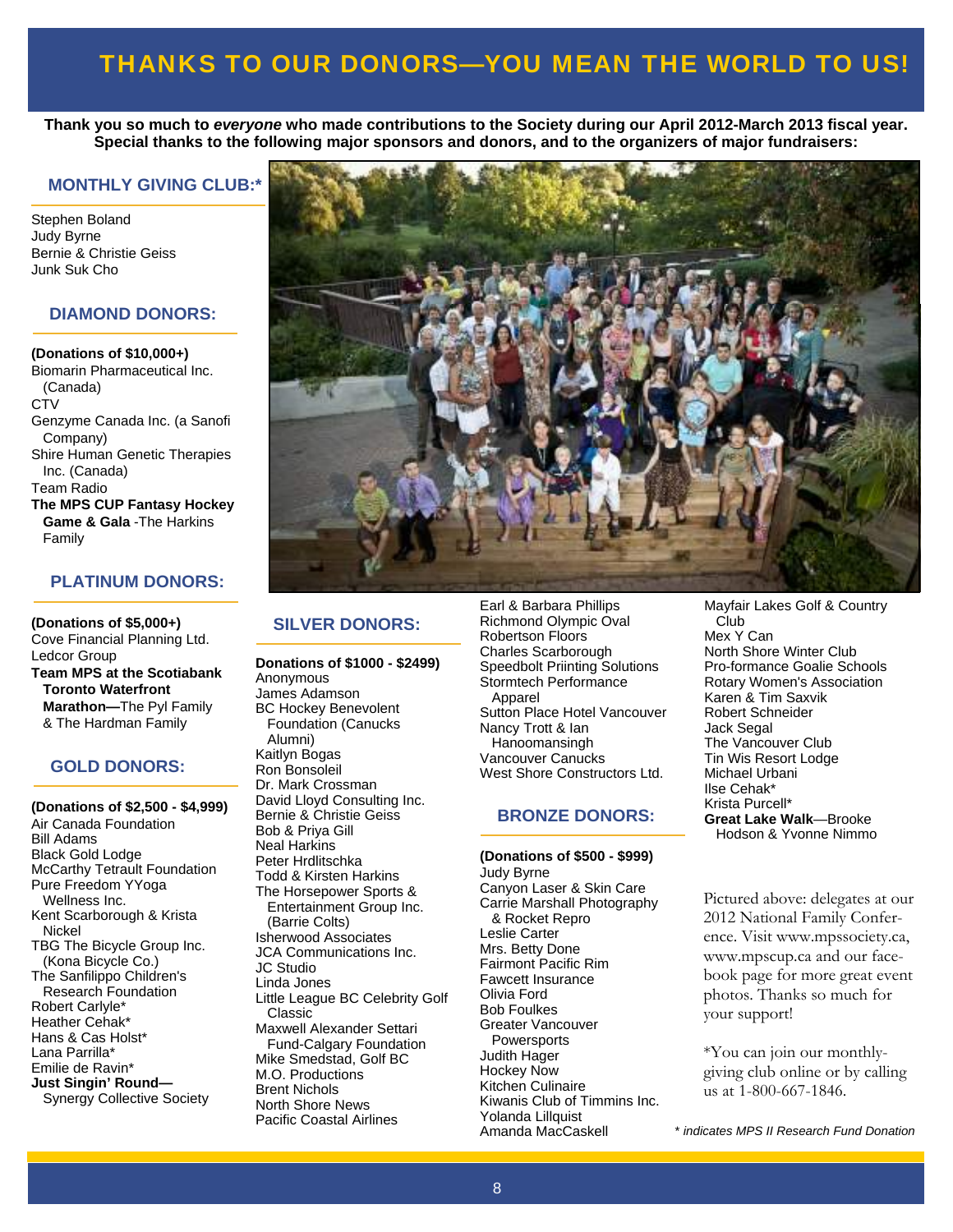# THANKS TO OUR DONORS—YOU MEAN THE WORLD TO US!

**Thank you so much to *everyone* who made contributions to the Society during our April 2012-March 2013 fiscal year. Special thanks to the following major sponsors and donors, and to the organizers of major fundraisers:**

## MONTHLY GIVING CLUB:*

Stephen Boland
Judy Byrne
Bernie & Christie Geiss
Junk Suk Cho

## DIAMOND DONORS:

**(Donations of $10,000+)**
Biomarin Pharmaceutical Inc. (Canada)
CTV
Genzyme Canada Inc. (a Sanofi Company)
Shire Human Genetic Therapies Inc. (Canada)
Team Radio
**The MPS CUP Fantasy Hockey Game & Gala** -The Harkins Family

## PLATINUM DONORS:

**(Donations of $5,000+)**
Cove Financial Planning Ltd.
Ledcor Group
**Team MPS at the Scotiabank Toronto Waterfront Marathon—**The Pyl Family & The Hardman Family

## GOLD DONORS:

**(Donations of $2,500 - $4,999)**
Air Canada Foundation
Bill Adams
Black Gold Lodge
McCarthy Tetrault Foundation
Pure Freedom YYoga Wellness Inc.
Kent Scarborough & Krista Nickel
TBG The Bicycle Group Inc. (Kona Bicycle Co.)
The Sanfilippo Children's Research Foundation
Robert Carlyle*
Heather Cehak*
Hans & Cas Holst*
Lana Parrilla*
Emilie de Ravin*
**Just Singin' Round—** Synergy Collective Society

## SILVER DONORS:

**Donations of $1000 - $2499)**
Anonymous
James Adamson
BC Hockey Benevolent Foundation (Canucks Alumni)
Kaitlyn Bogas
Ron Bonsoleil
Dr. Mark Crossman
David Lloyd Consulting Inc.
Bernie & Christie Geiss
Bob & Priya Gill
Neal Harkins
Peter Hrdlitschka
Todd & Kirsten Harkins
The Horsepower Sports & Entertainment Group Inc. (Barrie Colts)
Isherwood Associates
JCA Communications Inc.
JC Studio
Linda Jones
Little League BC Celebrity Golf Classic
Maxwell Alexander Settari Fund-Calgary Foundation
Mike Smedstad, Golf BC
M.O. Productions
Brent Nichols
North Shore News
Pacific Coastal Airlines
Earl & Barbara Phillips
Richmond Olympic Oval
Robertson Floors
Charles Scarborough
Speedbolt Priinting Solutions
Stormtech Performance Apparel
Sutton Place Hotel Vancouver
Nancy Trott & Ian Hanoomansingh
Vancouver Canucks
West Shore Constructors Ltd.

## BRONZE DONORS:

**(Donations of $500 - $999)**
Judy Byrne
Canyon Laser & Skin Care
Carrie Marshall Photography & Rocket Repro
Leslie Carter
Mrs. Betty Done
Fairmont Pacific Rim
Fawcett Insurance
Olivia Ford
Bob Foulkes
Greater Vancouver Powersports
Judith Hager
Hockey Now
Kitchen Culinaire
Kiwanis Club of Timmins Inc.
Yolanda Lillquist
Amanda MacCaskell
Mayfair Lakes Golf & Country Club
Mex Y Can
North Shore Winter Club
Pro-formance Goalie Schools
Rotary Women's Association
Karen & Tim Saxvik
Robert Schneider
Jack Segal
The Vancouver Club
Tin Wis Resort Lodge
Michael Urbani
Ilse Cehak*
Krista Purcell*
**Great Lake Walk**—Brooke Hodson & Yvonne Nimmo

Pictured above: delegates at our 2012 National Family Conference. Visit www.mpssociety.ca, www.mpscup.ca and our facebook page for more great event photos. Thanks so much for your support!

*You can join our monthly-giving club online or by calling us at 1-800-667-1846.

*\* indicates MPS II Research Fund Donation*